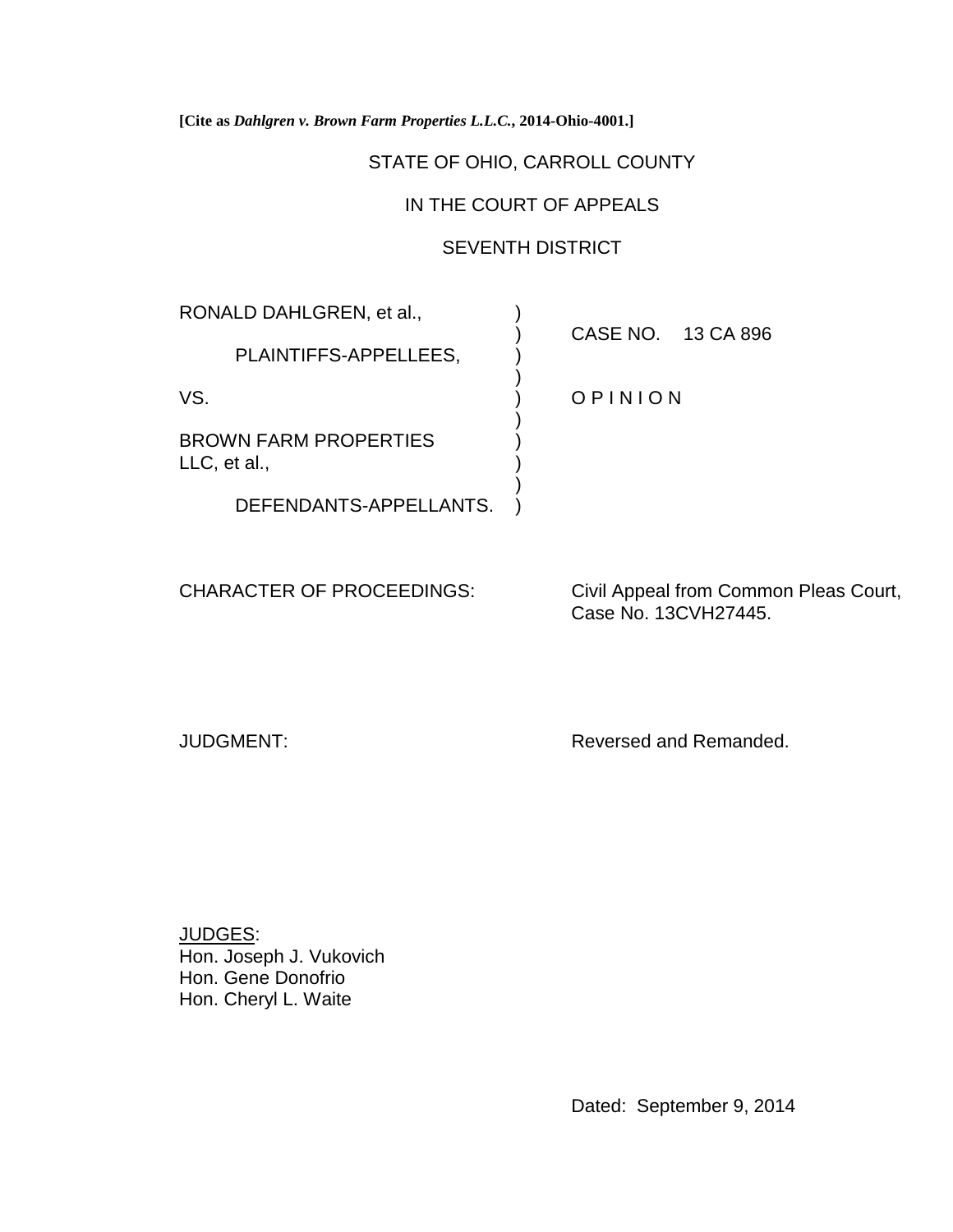**[Cite as *Dahlgren v. Brown Farm Properties L.L.C.*, 2014-Ohio-4001.]**

STATE OF OHIO, CARROLL COUNTY

IN THE COURT OF APPEALS

SEVENTH DISTRICT

| | | |
|---|---|---|
| RONALD DAHLGREN, et al., | ) | |
| | ) | CASE NO. 13 CA 896 |
| PLAINTIFFS-APPELLEES, | ) | |
| | ) | |
| VS. | ) | O P I N I O N |
| | ) | |
| BROWN FARM PROPERTIES LLC, et al., | ) | |
| | ) | |
| DEFENDANTS-APPELLANTS. | ) | |

CHARACTER OF PROCEEDINGS: Civil Appeal from Common Pleas Court, Case No. 13CVH27445.

JUDGMENT: Reversed and Remanded.

JUDGES:
Hon. Joseph J. Vukovich
Hon. Gene Donofrio
Hon. Cheryl L. Waite

Dated: September 9, 2014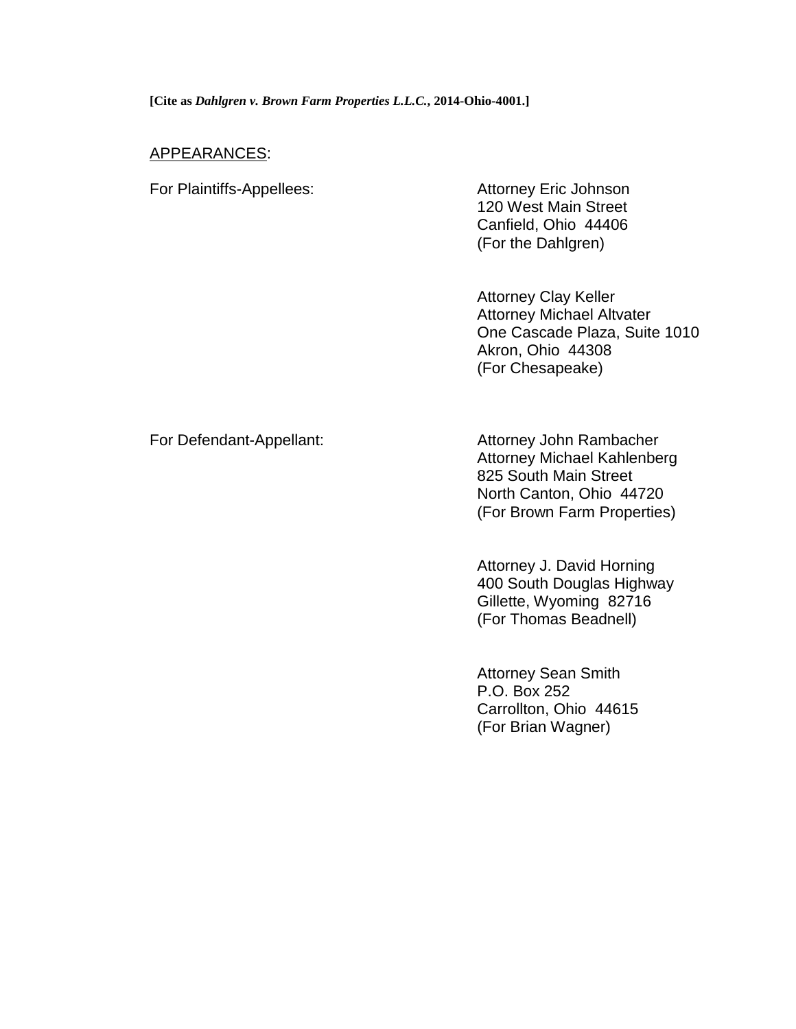**[Cite as *Dahlgren v. Brown Farm Properties L.L.C.*, 2014-Ohio-4001.]**

APPEARANCES:

For Plaintiffs-Appellees:

Attorney Eric Johnson
120 West Main Street
Canfield, Ohio 44406
(For the Dahlgren)

Attorney Clay Keller
Attorney Michael Altvater
One Cascade Plaza, Suite 1010
Akron, Ohio 44308
(For Chesapeake)

For Defendant-Appellant:

Attorney John Rambacher
Attorney Michael Kahlenberg
825 South Main Street
North Canton, Ohio 44720
(For Brown Farm Properties)

Attorney J. David Horning
400 South Douglas Highway
Gillette, Wyoming 82716
(For Thomas Beadnell)

Attorney Sean Smith
P.O. Box 252
Carrollton, Ohio 44615
(For Brian Wagner)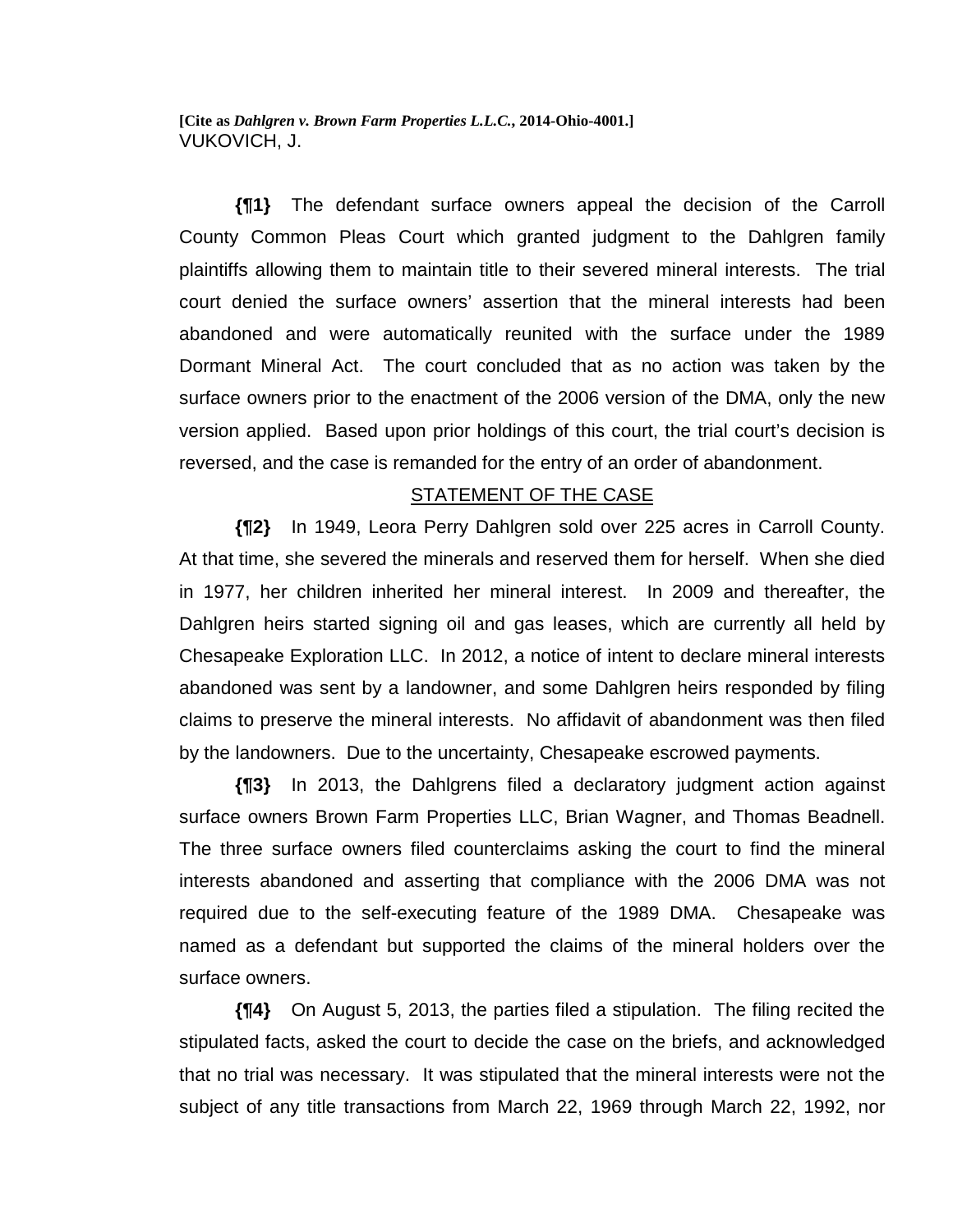**[Cite as *Dahlgren v. Brown Farm Properties L.L.C.*, 2014-Ohio-4001.]**
VUKOVICH, J.

**{¶1}** The defendant surface owners appeal the decision of the Carroll County Common Pleas Court which granted judgment to the Dahlgren family plaintiffs allowing them to maintain title to their severed mineral interests. The trial court denied the surface owners' assertion that the mineral interests had been abandoned and were automatically reunited with the surface under the 1989 Dormant Mineral Act. The court concluded that as no action was taken by the surface owners prior to the enactment of the 2006 version of the DMA, only the new version applied. Based upon prior holdings of this court, the trial court's decision is reversed, and the case is remanded for the entry of an order of abandonment.

## STATEMENT OF THE CASE

**{¶2}** In 1949, Leora Perry Dahlgren sold over 225 acres in Carroll County. At that time, she severed the minerals and reserved them for herself. When she died in 1977, her children inherited her mineral interest. In 2009 and thereafter, the Dahlgren heirs started signing oil and gas leases, which are currently all held by Chesapeake Exploration LLC. In 2012, a notice of intent to declare mineral interests abandoned was sent by a landowner, and some Dahlgren heirs responded by filing claims to preserve the mineral interests. No affidavit of abandonment was then filed by the landowners. Due to the uncertainty, Chesapeake escrowed payments.

**{¶3}** In 2013, the Dahlgrens filed a declaratory judgment action against surface owners Brown Farm Properties LLC, Brian Wagner, and Thomas Beadnell. The three surface owners filed counterclaims asking the court to find the mineral interests abandoned and asserting that compliance with the 2006 DMA was not required due to the self-executing feature of the 1989 DMA. Chesapeake was named as a defendant but supported the claims of the mineral holders over the surface owners.

**{¶4}** On August 5, 2013, the parties filed a stipulation. The filing recited the stipulated facts, asked the court to decide the case on the briefs, and acknowledged that no trial was necessary. It was stipulated that the mineral interests were not the subject of any title transactions from March 22, 1969 through March 22, 1992, nor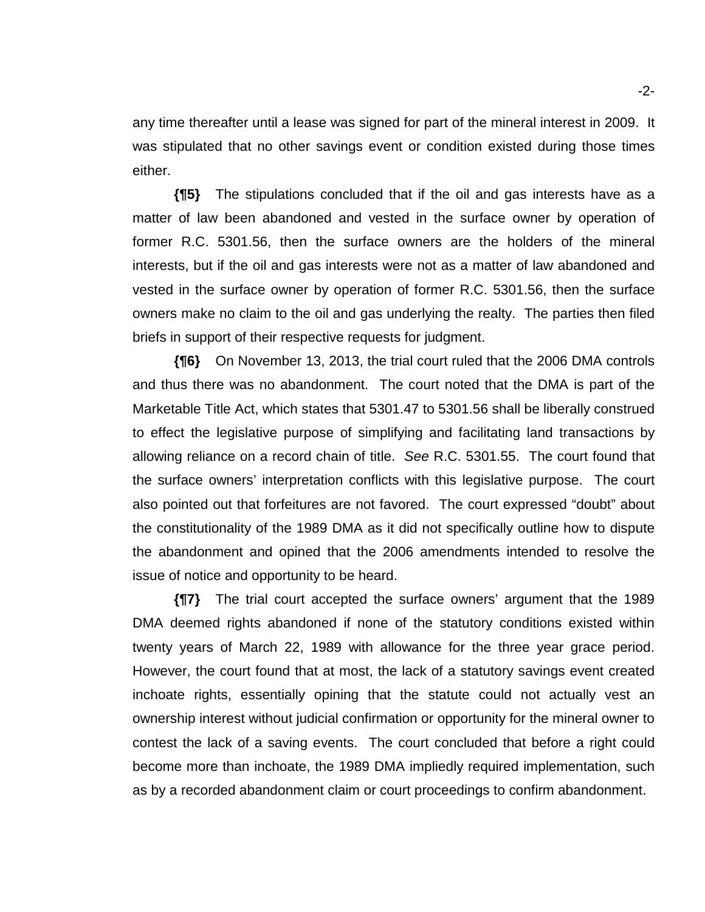any time thereafter until a lease was signed for part of the mineral interest in 2009. It was stipulated that no other savings event or condition existed during those times either.

**{¶5}** The stipulations concluded that if the oil and gas interests have as a matter of law been abandoned and vested in the surface owner by operation of former R.C. 5301.56, then the surface owners are the holders of the mineral interests, but if the oil and gas interests were not as a matter of law abandoned and vested in the surface owner by operation of former R.C. 5301.56, then the surface owners make no claim to the oil and gas underlying the realty. The parties then filed briefs in support of their respective requests for judgment.

**{¶6}** On November 13, 2013, the trial court ruled that the 2006 DMA controls and thus there was no abandonment. The court noted that the DMA is part of the Marketable Title Act, which states that 5301.47 to 5301.56 shall be liberally construed to effect the legislative purpose of simplifying and facilitating land transactions by allowing reliance on a record chain of title. *See* R.C. 5301.55. The court found that the surface owners' interpretation conflicts with this legislative purpose. The court also pointed out that forfeitures are not favored. The court expressed "doubt" about the constitutionality of the 1989 DMA as it did not specifically outline how to dispute the abandonment and opined that the 2006 amendments intended to resolve the issue of notice and opportunity to be heard.

**{¶7}** The trial court accepted the surface owners' argument that the 1989 DMA deemed rights abandoned if none of the statutory conditions existed within twenty years of March 22, 1989 with allowance for the three year grace period. However, the court found that at most, the lack of a statutory savings event created inchoate rights, essentially opining that the statute could not actually vest an ownership interest without judicial confirmation or opportunity for the mineral owner to contest the lack of a saving events. The court concluded that before a right could become more than inchoate, the 1989 DMA impliedly required implementation, such as by a recorded abandonment claim or court proceedings to confirm abandonment.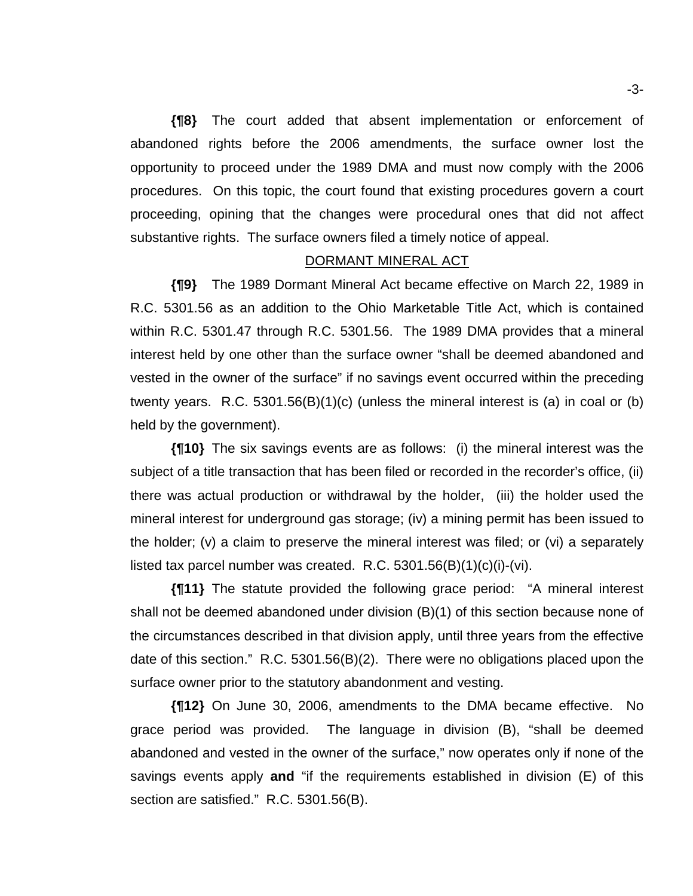**{¶8}** The court added that absent implementation or enforcement of abandoned rights before the 2006 amendments, the surface owner lost the opportunity to proceed under the 1989 DMA and must now comply with the 2006 procedures. On this topic, the court found that existing procedures govern a court proceeding, opining that the changes were procedural ones that did not affect substantive rights. The surface owners filed a timely notice of appeal.

## DORMANT MINERAL ACT

**{¶9}** The 1989 Dormant Mineral Act became effective on March 22, 1989 in R.C. 5301.56 as an addition to the Ohio Marketable Title Act, which is contained within R.C. 5301.47 through R.C. 5301.56. The 1989 DMA provides that a mineral interest held by one other than the surface owner "shall be deemed abandoned and vested in the owner of the surface" if no savings event occurred within the preceding twenty years. R.C. 5301.56(B)(1)(c) (unless the mineral interest is (a) in coal or (b) held by the government).

**{¶10}** The six savings events are as follows: (i) the mineral interest was the subject of a title transaction that has been filed or recorded in the recorder's office, (ii) there was actual production or withdrawal by the holder, (iii) the holder used the mineral interest for underground gas storage; (iv) a mining permit has been issued to the holder; (v) a claim to preserve the mineral interest was filed; or (vi) a separately listed tax parcel number was created. R.C. 5301.56(B)(1)(c)(i)-(vi).

**{¶11}** The statute provided the following grace period: "A mineral interest shall not be deemed abandoned under division (B)(1) of this section because none of the circumstances described in that division apply, until three years from the effective date of this section." R.C. 5301.56(B)(2). There were no obligations placed upon the surface owner prior to the statutory abandonment and vesting.

**{¶12}** On June 30, 2006, amendments to the DMA became effective. No grace period was provided. The language in division (B), "shall be deemed abandoned and vested in the owner of the surface," now operates only if none of the savings events apply **and** "if the requirements established in division (E) of this section are satisfied." R.C. 5301.56(B).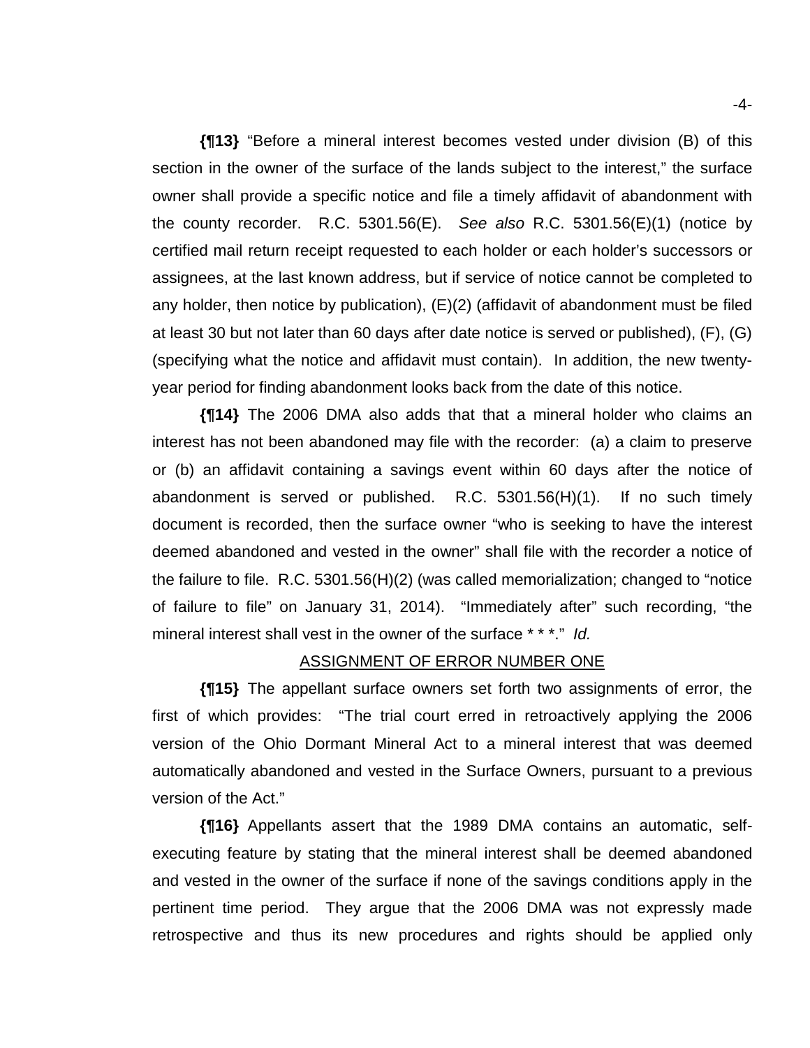**{¶13}** "Before a mineral interest becomes vested under division (B) of this section in the owner of the surface of the lands subject to the interest," the surface owner shall provide a specific notice and file a timely affidavit of abandonment with the county recorder. R.C. 5301.56(E). *See also* R.C. 5301.56(E)(1) (notice by certified mail return receipt requested to each holder or each holder's successors or assignees, at the last known address, but if service of notice cannot be completed to any holder, then notice by publication), (E)(2) (affidavit of abandonment must be filed at least 30 but not later than 60 days after date notice is served or published), (F), (G) (specifying what the notice and affidavit must contain). In addition, the new twenty-year period for finding abandonment looks back from the date of this notice.

**{¶14}** The 2006 DMA also adds that that a mineral holder who claims an interest has not been abandoned may file with the recorder: (a) a claim to preserve or (b) an affidavit containing a savings event within 60 days after the notice of abandonment is served or published. R.C. 5301.56(H)(1). If no such timely document is recorded, then the surface owner "who is seeking to have the interest deemed abandoned and vested in the owner" shall file with the recorder a notice of the failure to file. R.C. 5301.56(H)(2) (was called memorialization; changed to "notice of failure to file" on January 31, 2014). "Immediately after" such recording, "the mineral interest shall vest in the owner of the surface * * *." *Id.*

<u>ASSIGNMENT OF ERROR NUMBER ONE</u>

**{¶15}** The appellant surface owners set forth two assignments of error, the first of which provides: "The trial court erred in retroactively applying the 2006 version of the Ohio Dormant Mineral Act to a mineral interest that was deemed automatically abandoned and vested in the Surface Owners, pursuant to a previous version of the Act."

**{¶16}** Appellants assert that the 1989 DMA contains an automatic, self-executing feature by stating that the mineral interest shall be deemed abandoned and vested in the owner of the surface if none of the savings conditions apply in the pertinent time period. They argue that the 2006 DMA was not expressly made retrospective and thus its new procedures and rights should be applied only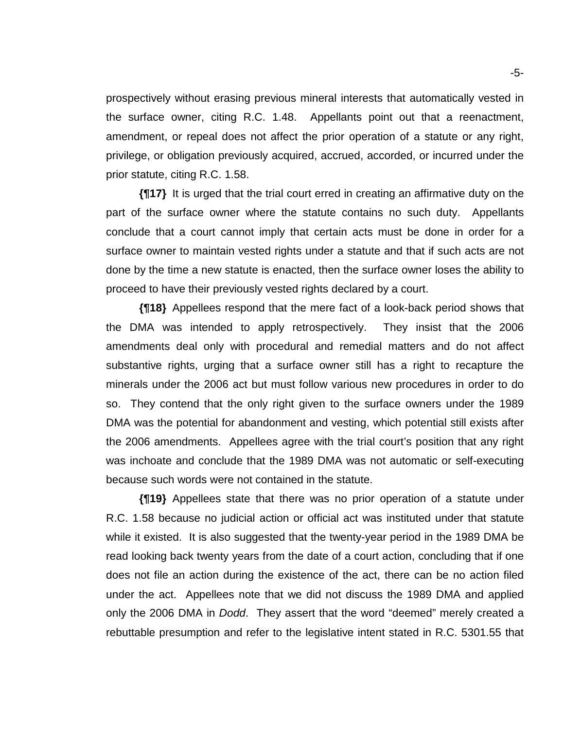prospectively without erasing previous mineral interests that automatically vested in the surface owner, citing R.C. 1.48. Appellants point out that a reenactment, amendment, or repeal does not affect the prior operation of a statute or any right, privilege, or obligation previously acquired, accrued, accorded, or incurred under the prior statute, citing R.C. 1.58.

**{¶17}** It is urged that the trial court erred in creating an affirmative duty on the part of the surface owner where the statute contains no such duty. Appellants conclude that a court cannot imply that certain acts must be done in order for a surface owner to maintain vested rights under a statute and that if such acts are not done by the time a new statute is enacted, then the surface owner loses the ability to proceed to have their previously vested rights declared by a court.

**{¶18}** Appellees respond that the mere fact of a look-back period shows that the DMA was intended to apply retrospectively. They insist that the 2006 amendments deal only with procedural and remedial matters and do not affect substantive rights, urging that a surface owner still has a right to recapture the minerals under the 2006 act but must follow various new procedures in order to do so. They contend that the only right given to the surface owners under the 1989 DMA was the potential for abandonment and vesting, which potential still exists after the 2006 amendments. Appellees agree with the trial court's position that any right was inchoate and conclude that the 1989 DMA was not automatic or self-executing because such words were not contained in the statute.

**{¶19}** Appellees state that there was no prior operation of a statute under R.C. 1.58 because no judicial action or official act was instituted under that statute while it existed. It is also suggested that the twenty-year period in the 1989 DMA be read looking back twenty years from the date of a court action, concluding that if one does not file an action during the existence of the act, there can be no action filed under the act. Appellees note that we did not discuss the 1989 DMA and applied only the 2006 DMA in *Dodd*. They assert that the word "deemed" merely created a rebuttable presumption and refer to the legislative intent stated in R.C. 5301.55 that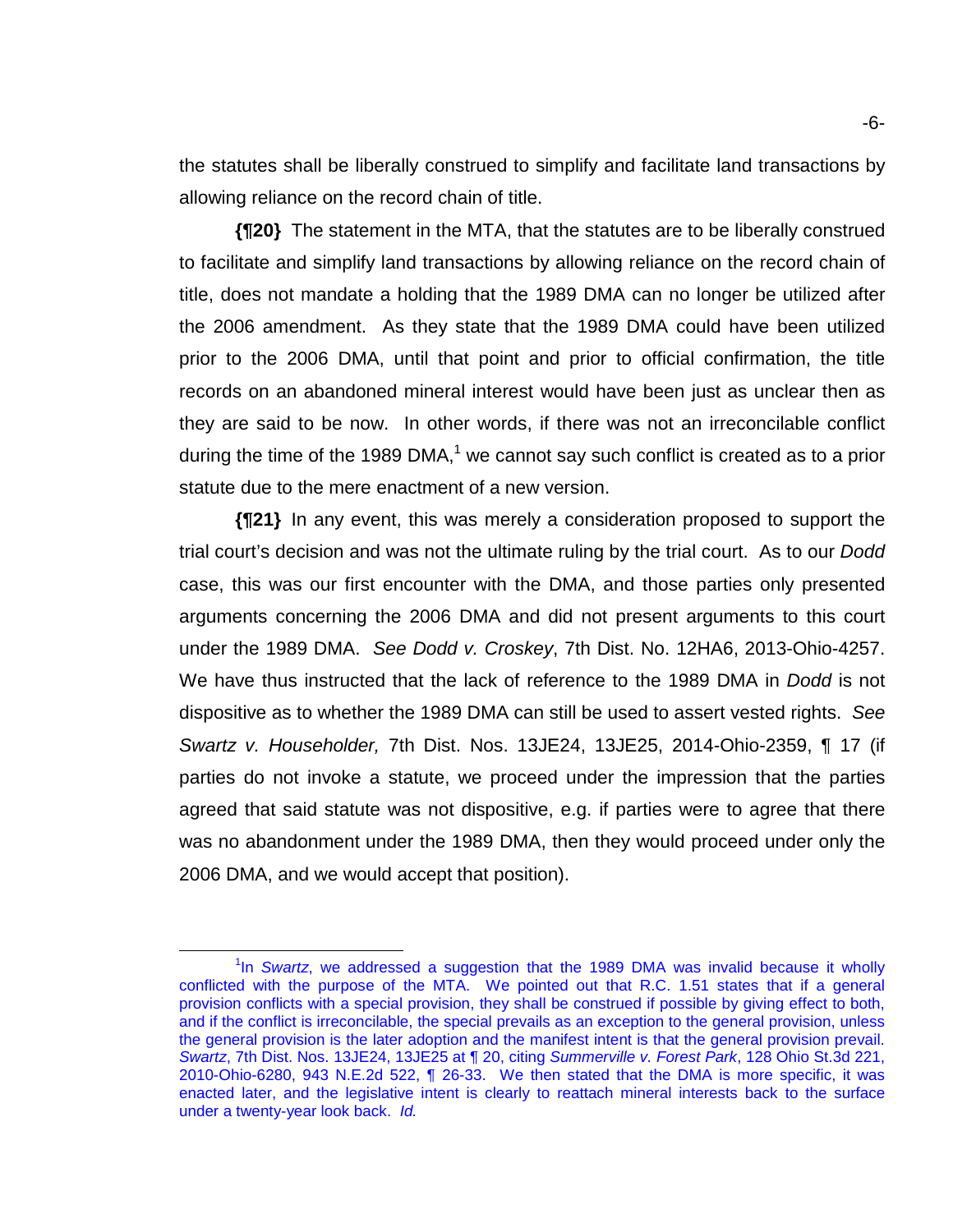the statutes shall be liberally construed to simplify and facilitate land transactions by allowing reliance on the record chain of title.

**{¶20}** The statement in the MTA, that the statutes are to be liberally construed to facilitate and simplify land transactions by allowing reliance on the record chain of title, does not mandate a holding that the 1989 DMA can no longer be utilized after the 2006 amendment. As they state that the 1989 DMA could have been utilized prior to the 2006 DMA, until that point and prior to official confirmation, the title records on an abandoned mineral interest would have been just as unclear then as they are said to be now. In other words, if there was not an irreconcilable conflict during the time of the 1989 DMA,[1] we cannot say such conflict is created as to a prior statute due to the mere enactment of a new version.

**{¶21}** In any event, this was merely a consideration proposed to support the trial court's decision and was not the ultimate ruling by the trial court. As to our *Dodd* case, this was our first encounter with the DMA, and those parties only presented arguments concerning the 2006 DMA and did not present arguments to this court under the 1989 DMA. *See Dodd v. Croskey*, 7th Dist. No. 12HA6, 2013-Ohio-4257. We have thus instructed that the lack of reference to the 1989 DMA in *Dodd* is not dispositive as to whether the 1989 DMA can still be used to assert vested rights. *See Swartz v. Householder,* 7th Dist. Nos. 13JE24, 13JE25, 2014-Ohio-2359, ¶ 17 (if parties do not invoke a statute, we proceed under the impression that the parties agreed that said statute was not dispositive, e.g. if parties were to agree that there was no abandonment under the 1989 DMA, then they would proceed under only the 2006 DMA, and we would accept that position).

---

[1] In *Swartz*, we addressed a suggestion that the 1989 DMA was invalid because it wholly conflicted with the purpose of the MTA. We pointed out that R.C. 1.51 states that if a general provision conflicts with a special provision, they shall be construed if possible by giving effect to both, and if the conflict is irreconcilable, the special prevails as an exception to the general provision, unless the general provision is the later adoption and the manifest intent is that the general provision prevail. *Swartz*, 7th Dist. Nos. 13JE24, 13JE25 at ¶ 20, citing *Summerville v. Forest Park*, 128 Ohio St.3d 221, 2010-Ohio-6280, 943 N.E.2d 522, ¶ 26-33. We then stated that the DMA is more specific, it was enacted later, and the legislative intent is clearly to reattach mineral interests back to the surface under a twenty-year look back. *Id.*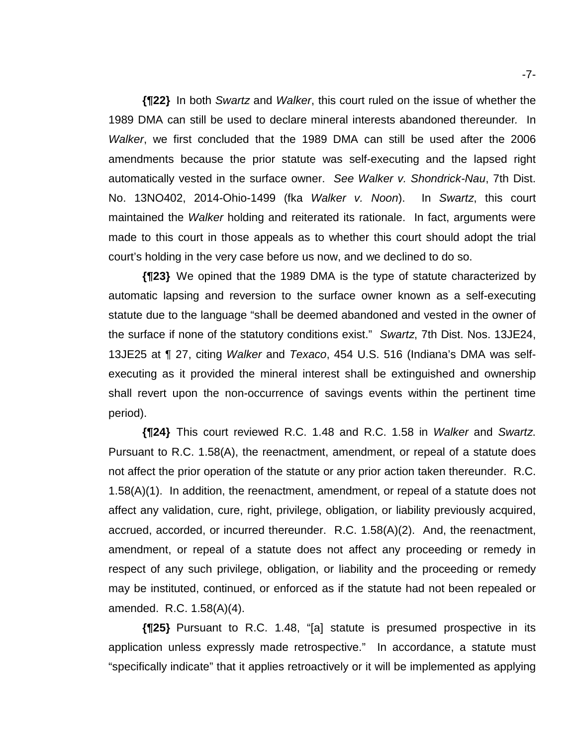**{¶22}** In both *Swartz* and *Walker*, this court ruled on the issue of whether the 1989 DMA can still be used to declare mineral interests abandoned thereunder. In *Walker*, we first concluded that the 1989 DMA can still be used after the 2006 amendments because the prior statute was self-executing and the lapsed right automatically vested in the surface owner. *See Walker v. Shondrick-Nau*, 7th Dist. No. 13NO402, 2014-Ohio-1499 (fka *Walker v. Noon*). In *Swartz*, this court maintained the *Walker* holding and reiterated its rationale. In fact, arguments were made to this court in those appeals as to whether this court should adopt the trial court's holding in the very case before us now, and we declined to do so.

**{¶23}** We opined that the 1989 DMA is the type of statute characterized by automatic lapsing and reversion to the surface owner known as a self-executing statute due to the language "shall be deemed abandoned and vested in the owner of the surface if none of the statutory conditions exist." *Swartz*, 7th Dist. Nos. 13JE24, 13JE25 at ¶ 27, citing *Walker* and *Texaco*, 454 U.S. 516 (Indiana's DMA was self-executing as it provided the mineral interest shall be extinguished and ownership shall revert upon the non-occurrence of savings events within the pertinent time period).

**{¶24}** This court reviewed R.C. 1.48 and R.C. 1.58 in *Walker* and *Swartz*. Pursuant to R.C. 1.58(A), the reenactment, amendment, or repeal of a statute does not affect the prior operation of the statute or any prior action taken thereunder. R.C. 1.58(A)(1). In addition, the reenactment, amendment, or repeal of a statute does not affect any validation, cure, right, privilege, obligation, or liability previously acquired, accrued, accorded, or incurred thereunder. R.C. 1.58(A)(2). And, the reenactment, amendment, or repeal of a statute does not affect any proceeding or remedy in respect of any such privilege, obligation, or liability and the proceeding or remedy may be instituted, continued, or enforced as if the statute had not been repealed or amended. R.C. 1.58(A)(4).

**{¶25}** Pursuant to R.C. 1.48, "[a] statute is presumed prospective in its application unless expressly made retrospective." In accordance, a statute must "specifically indicate" that it applies retroactively or it will be implemented as applying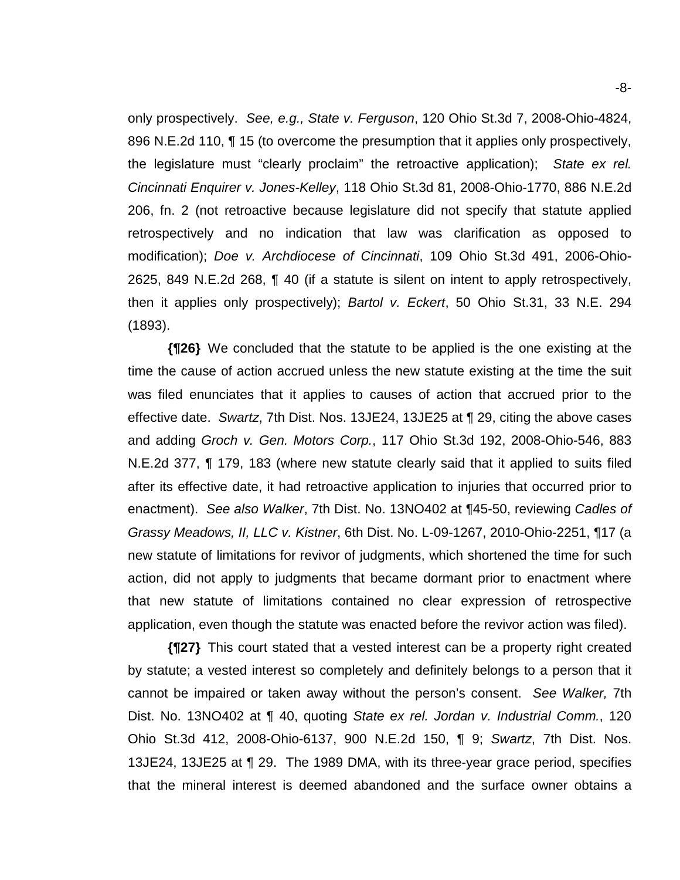only prospectively. *See, e.g., State v. Ferguson*, 120 Ohio St.3d 7, 2008-Ohio-4824, 896 N.E.2d 110, ¶ 15 (to overcome the presumption that it applies only prospectively, the legislature must "clearly proclaim" the retroactive application); *State ex rel. Cincinnati Enquirer v. Jones-Kelley*, 118 Ohio St.3d 81, 2008-Ohio-1770, 886 N.E.2d 206, fn. 2 (not retroactive because legislature did not specify that statute applied retrospectively and no indication that law was clarification as opposed to modification); *Doe v. Archdiocese of Cincinnati*, 109 Ohio St.3d 491, 2006-Ohio-2625, 849 N.E.2d 268, ¶ 40 (if a statute is silent on intent to apply retrospectively, then it applies only prospectively); *Bartol v. Eckert*, 50 Ohio St.31, 33 N.E. 294 (1893).

**{¶26}** We concluded that the statute to be applied is the one existing at the time the cause of action accrued unless the new statute existing at the time the suit was filed enunciates that it applies to causes of action that accrued prior to the effective date. *Swartz*, 7th Dist. Nos. 13JE24, 13JE25 at ¶ 29, citing the above cases and adding *Groch v. Gen. Motors Corp.*, 117 Ohio St.3d 192, 2008-Ohio-546, 883 N.E.2d 377, ¶ 179, 183 (where new statute clearly said that it applied to suits filed after its effective date, it had retroactive application to injuries that occurred prior to enactment). *See also Walker*, 7th Dist. No. 13NO402 at ¶45-50, reviewing *Cadles of Grassy Meadows, II, LLC v. Kistner*, 6th Dist. No. L-09-1267, 2010-Ohio-2251, ¶17 (a new statute of limitations for revivor of judgments, which shortened the time for such action, did not apply to judgments that became dormant prior to enactment where that new statute of limitations contained no clear expression of retrospective application, even though the statute was enacted before the revivor action was filed).

**{¶27}** This court stated that a vested interest can be a property right created by statute; a vested interest so completely and definitely belongs to a person that it cannot be impaired or taken away without the person's consent. *See Walker,* 7th Dist. No. 13NO402 at ¶ 40, quoting *State ex rel. Jordan v. Industrial Comm.*, 120 Ohio St.3d 412, 2008-Ohio-6137, 900 N.E.2d 150, ¶ 9; *Swartz*, 7th Dist. Nos. 13JE24, 13JE25 at ¶ 29. The 1989 DMA, with its three-year grace period, specifies that the mineral interest is deemed abandoned and the surface owner obtains a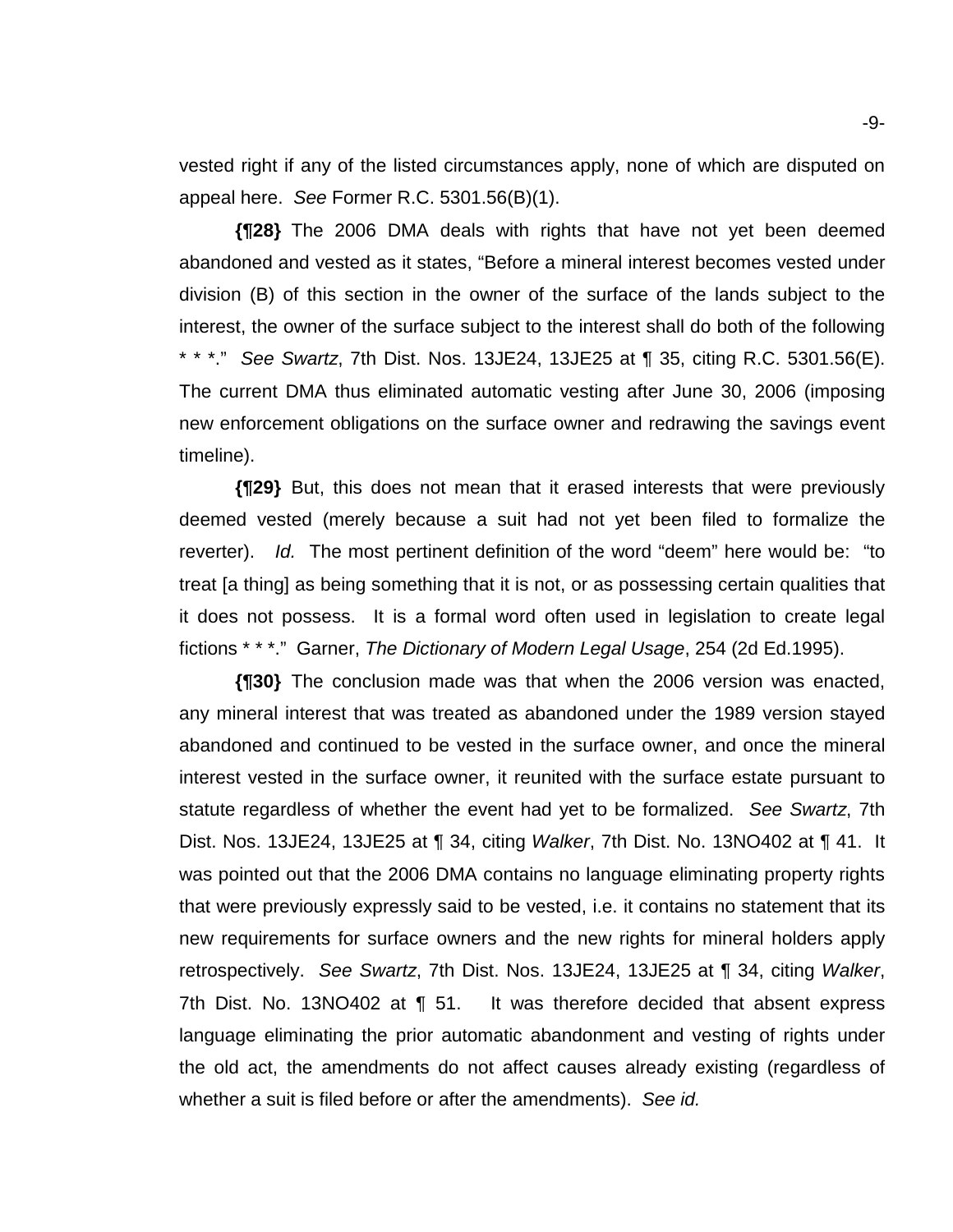vested right if any of the listed circumstances apply, none of which are disputed on appeal here. *See* Former R.C. 5301.56(B)(1).

**{¶28}** The 2006 DMA deals with rights that have not yet been deemed abandoned and vested as it states, "Before a mineral interest becomes vested under division (B) of this section in the owner of the surface of the lands subject to the interest, the owner of the surface subject to the interest shall do both of the following * * *." *See Swartz*, 7th Dist. Nos. 13JE24, 13JE25 at ¶ 35, citing R.C. 5301.56(E). The current DMA thus eliminated automatic vesting after June 30, 2006 (imposing new enforcement obligations on the surface owner and redrawing the savings event timeline).

**{¶29}** But, this does not mean that it erased interests that were previously deemed vested (merely because a suit had not yet been filed to formalize the reverter). *Id.* The most pertinent definition of the word "deem" here would be: "to treat [a thing] as being something that it is not, or as possessing certain qualities that it does not possess. It is a formal word often used in legislation to create legal fictions * * *." Garner, *The Dictionary of Modern Legal Usage*, 254 (2d Ed.1995).

**{¶30}** The conclusion made was that when the 2006 version was enacted, any mineral interest that was treated as abandoned under the 1989 version stayed abandoned and continued to be vested in the surface owner, and once the mineral interest vested in the surface owner, it reunited with the surface estate pursuant to statute regardless of whether the event had yet to be formalized. *See Swartz*, 7th Dist. Nos. 13JE24, 13JE25 at ¶ 34, citing *Walker*, 7th Dist. No. 13NO402 at ¶ 41. It was pointed out that the 2006 DMA contains no language eliminating property rights that were previously expressly said to be vested, i.e. it contains no statement that its new requirements for surface owners and the new rights for mineral holders apply retrospectively. *See Swartz*, 7th Dist. Nos. 13JE24, 13JE25 at ¶ 34, citing *Walker*, 7th Dist. No. 13NO402 at ¶ 51. It was therefore decided that absent express language eliminating the prior automatic abandonment and vesting of rights under the old act, the amendments do not affect causes already existing (regardless of whether a suit is filed before or after the amendments). *See id.*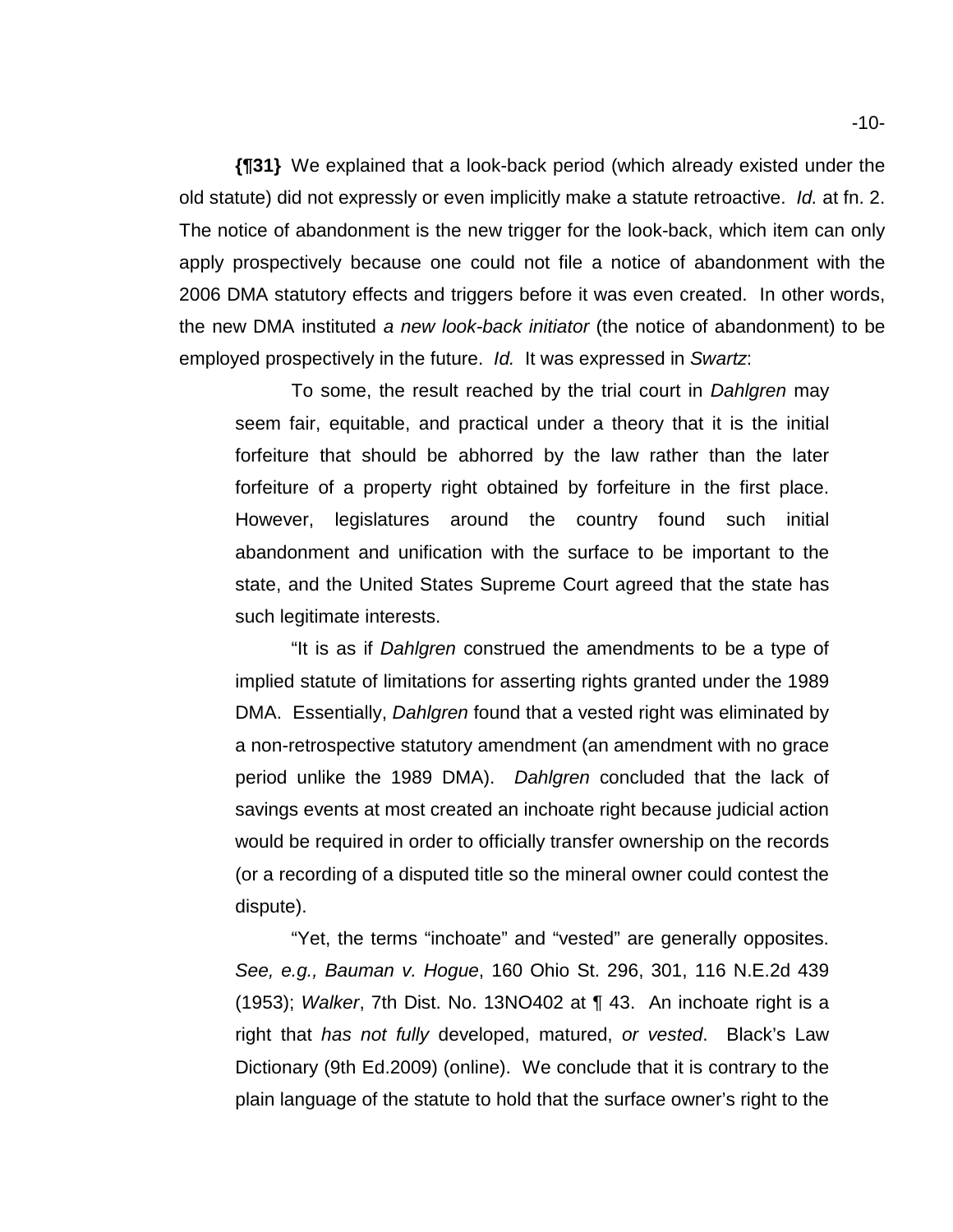**{¶31}** We explained that a look-back period (which already existed under the old statute) did not expressly or even implicitly make a statute retroactive. *Id.* at fn. 2. The notice of abandonment is the new trigger for the look-back, which item can only apply prospectively because one could not file a notice of abandonment with the 2006 DMA statutory effects and triggers before it was even created. In other words, the new DMA instituted *a new look-back initiator* (the notice of abandonment) to be employed prospectively in the future. *Id.* It was expressed in *Swartz*:

> To some, the result reached by the trial court in *Dahlgren* may seem fair, equitable, and practical under a theory that it is the initial forfeiture that should be abhorred by the law rather than the later forfeiture of a property right obtained by forfeiture in the first place. However, legislatures around the country found such initial abandonment and unification with the surface to be important to the state, and the United States Supreme Court agreed that the state has such legitimate interests.
>
> "It is as if *Dahlgren* construed the amendments to be a type of implied statute of limitations for asserting rights granted under the 1989 DMA. Essentially, *Dahlgren* found that a vested right was eliminated by a non-retrospective statutory amendment (an amendment with no grace period unlike the 1989 DMA). *Dahlgren* concluded that the lack of savings events at most created an inchoate right because judicial action would be required in order to officially transfer ownership on the records (or a recording of a disputed title so the mineral owner could contest the dispute).
>
> "Yet, the terms "inchoate" and "vested" are generally opposites. *See, e.g., Bauman v. Hogue*, 160 Ohio St. 296, 301, 116 N.E.2d 439 (1953); *Walker*, 7th Dist. No. 13NO402 at ¶ 43. An inchoate right is a right that *has not fully* developed, matured, *or vested*. Black's Law Dictionary (9th Ed.2009) (online). We conclude that it is contrary to the plain language of the statute to hold that the surface owner's right to the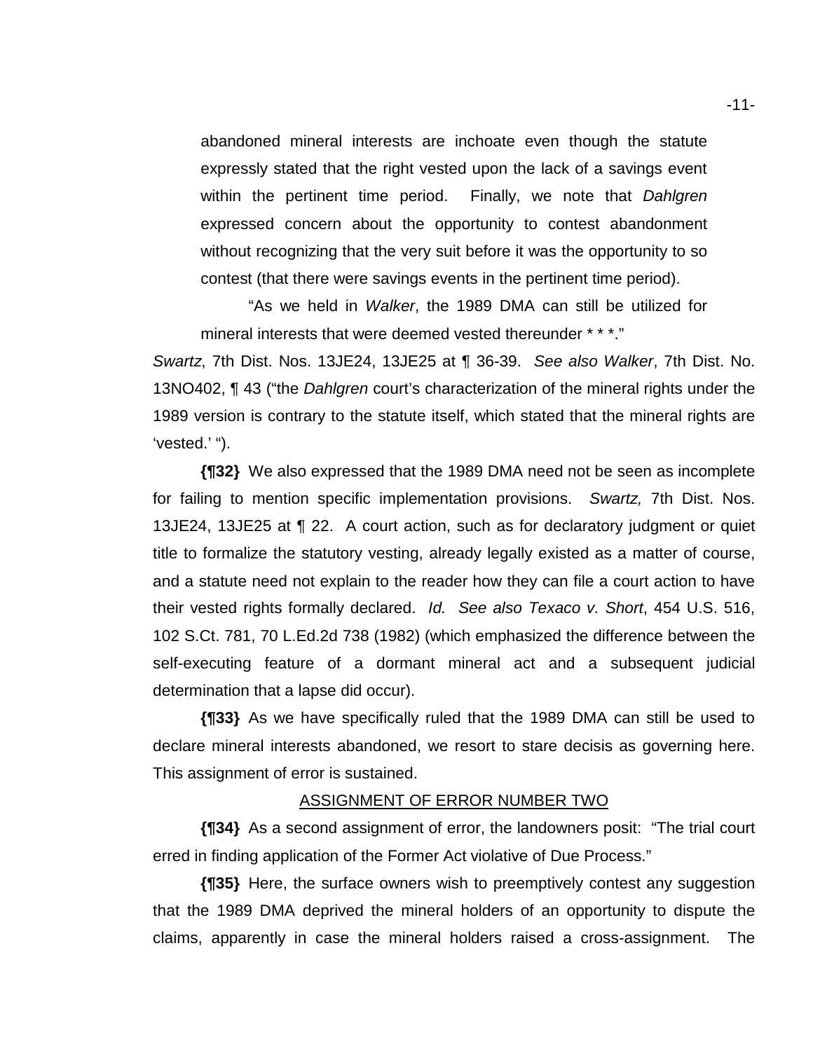> abandoned mineral interests are inchoate even though the statute expressly stated that the right vested upon the lack of a savings event within the pertinent time period. Finally, we note that *Dahlgren* expressed concern about the opportunity to contest abandonment without recognizing that the very suit before it was the opportunity to so contest (that there were savings events in the pertinent time period).
>
> "As we held in *Walker*, the 1989 DMA can still be utilized for mineral interests that were deemed vested thereunder * * *."

*Swartz*, 7th Dist. Nos. 13JE24, 13JE25 at ¶ 36-39. *See also Walker*, 7th Dist. No. 13NO402, ¶ 43 ("the *Dahlgren* court's characterization of the mineral rights under the 1989 version is contrary to the statute itself, which stated that the mineral rights are 'vested.' ").

**{¶32}** We also expressed that the 1989 DMA need not be seen as incomplete for failing to mention specific implementation provisions. *Swartz,* 7th Dist. Nos. 13JE24, 13JE25 at ¶ 22. A court action, such as for declaratory judgment or quiet title to formalize the statutory vesting, already legally existed as a matter of course, and a statute need not explain to the reader how they can file a court action to have their vested rights formally declared. *Id. See also Texaco v. Short*, 454 U.S. 516, 102 S.Ct. 781, 70 L.Ed.2d 738 (1982) (which emphasized the difference between the self-executing feature of a dormant mineral act and a subsequent judicial determination that a lapse did occur).

**{¶33}** As we have specifically ruled that the 1989 DMA can still be used to declare mineral interests abandoned, we resort to stare decisis as governing here. This assignment of error is sustained.

## ASSIGNMENT OF ERROR NUMBER TWO

**{¶34}** As a second assignment of error, the landowners posit: "The trial court erred in finding application of the Former Act violative of Due Process."

**{¶35}** Here, the surface owners wish to preemptively contest any suggestion that the 1989 DMA deprived the mineral holders of an opportunity to dispute the claims, apparently in case the mineral holders raised a cross-assignment. The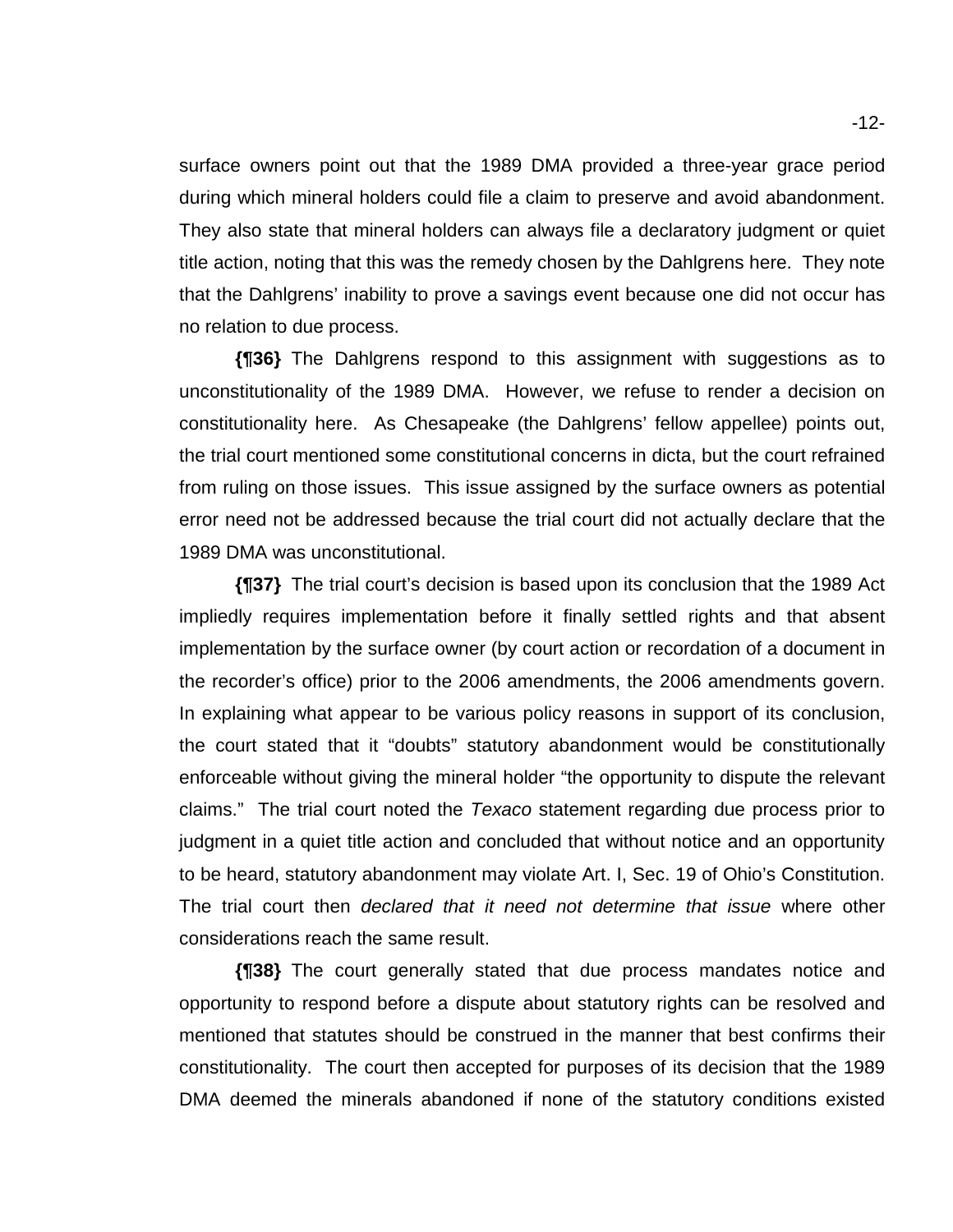surface owners point out that the 1989 DMA provided a three-year grace period during which mineral holders could file a claim to preserve and avoid abandonment. They also state that mineral holders can always file a declaratory judgment or quiet title action, noting that this was the remedy chosen by the Dahlgrens here. They note that the Dahlgrens' inability to prove a savings event because one did not occur has no relation to due process.

**{¶36}** The Dahlgrens respond to this assignment with suggestions as to unconstitutionality of the 1989 DMA. However, we refuse to render a decision on constitutionality here. As Chesapeake (the Dahlgrens' fellow appellee) points out, the trial court mentioned some constitutional concerns in dicta, but the court refrained from ruling on those issues. This issue assigned by the surface owners as potential error need not be addressed because the trial court did not actually declare that the 1989 DMA was unconstitutional.

**{¶37}** The trial court's decision is based upon its conclusion that the 1989 Act impliedly requires implementation before it finally settled rights and that absent implementation by the surface owner (by court action or recordation of a document in the recorder's office) prior to the 2006 amendments, the 2006 amendments govern. In explaining what appear to be various policy reasons in support of its conclusion, the court stated that it "doubts" statutory abandonment would be constitutionally enforceable without giving the mineral holder "the opportunity to dispute the relevant claims." The trial court noted the *Texaco* statement regarding due process prior to judgment in a quiet title action and concluded that without notice and an opportunity to be heard, statutory abandonment may violate Art. I, Sec. 19 of Ohio's Constitution. The trial court then *declared that it need not determine that issue* where other considerations reach the same result.

**{¶38}** The court generally stated that due process mandates notice and opportunity to respond before a dispute about statutory rights can be resolved and mentioned that statutes should be construed in the manner that best confirms their constitutionality. The court then accepted for purposes of its decision that the 1989 DMA deemed the minerals abandoned if none of the statutory conditions existed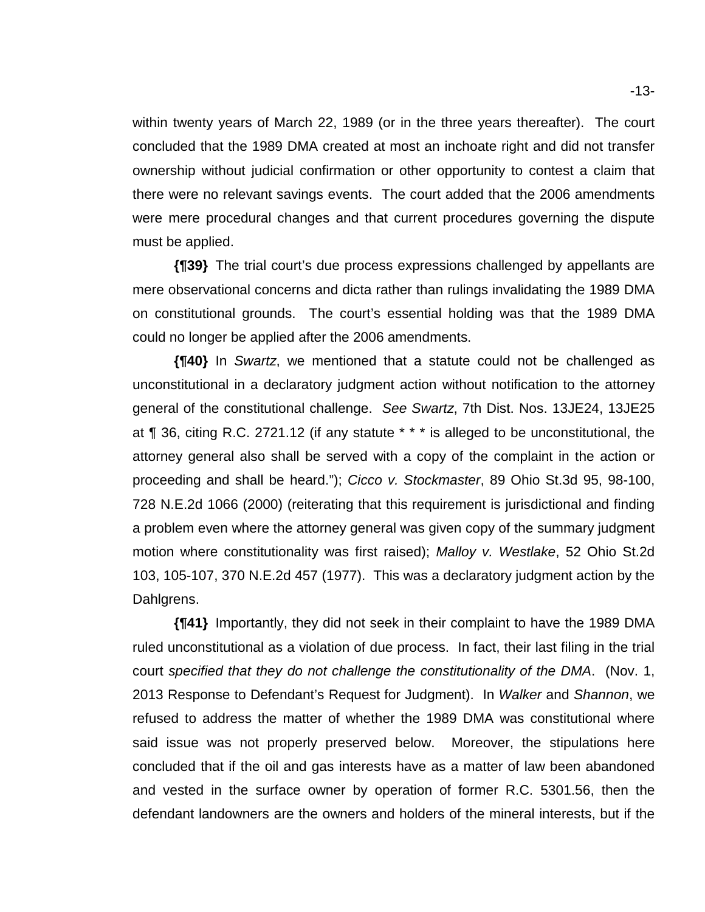within twenty years of March 22, 1989 (or in the three years thereafter). The court concluded that the 1989 DMA created at most an inchoate right and did not transfer ownership without judicial confirmation or other opportunity to contest a claim that there were no relevant savings events. The court added that the 2006 amendments were mere procedural changes and that current procedures governing the dispute must be applied.

**{¶39}** The trial court's due process expressions challenged by appellants are mere observational concerns and dicta rather than rulings invalidating the 1989 DMA on constitutional grounds. The court's essential holding was that the 1989 DMA could no longer be applied after the 2006 amendments.

**{¶40}** In *Swartz*, we mentioned that a statute could not be challenged as unconstitutional in a declaratory judgment action without notification to the attorney general of the constitutional challenge. *See Swartz*, 7th Dist. Nos. 13JE24, 13JE25 at ¶ 36, citing R.C. 2721.12 (if any statute * * * is alleged to be unconstitutional, the attorney general also shall be served with a copy of the complaint in the action or proceeding and shall be heard."); *Cicco v. Stockmaster*, 89 Ohio St.3d 95, 98-100, 728 N.E.2d 1066 (2000) (reiterating that this requirement is jurisdictional and finding a problem even where the attorney general was given copy of the summary judgment motion where constitutionality was first raised); *Malloy v. Westlake*, 52 Ohio St.2d 103, 105-107, 370 N.E.2d 457 (1977). This was a declaratory judgment action by the Dahlgrens.

**{¶41}** Importantly, they did not seek in their complaint to have the 1989 DMA ruled unconstitutional as a violation of due process. In fact, their last filing in the trial court *specified that they do not challenge the constitutionality of the DMA*. (Nov. 1, 2013 Response to Defendant's Request for Judgment). In *Walker* and *Shannon*, we refused to address the matter of whether the 1989 DMA was constitutional where said issue was not properly preserved below. Moreover, the stipulations here concluded that if the oil and gas interests have as a matter of law been abandoned and vested in the surface owner by operation of former R.C. 5301.56, then the defendant landowners are the owners and holders of the mineral interests, but if the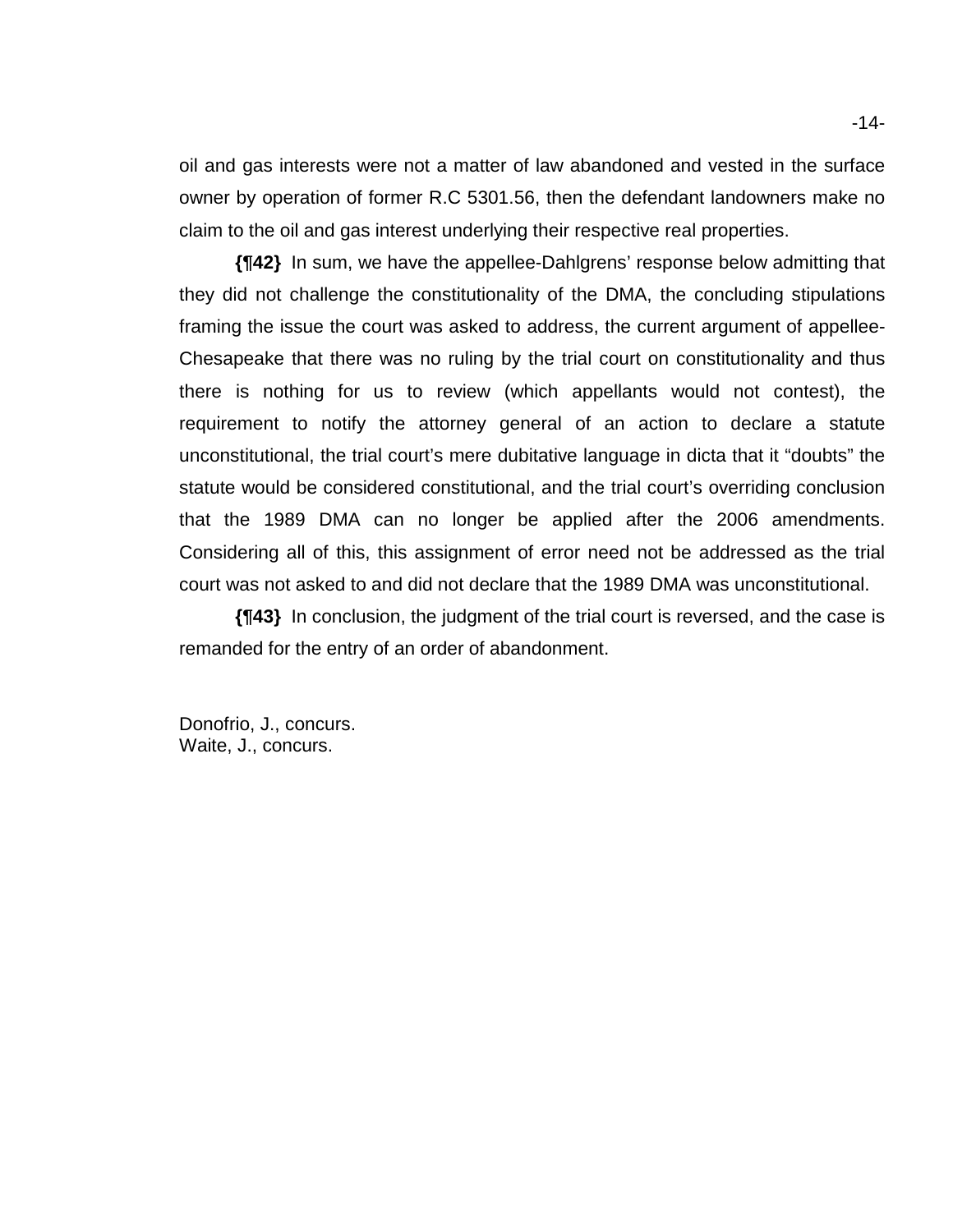oil and gas interests were not a matter of law abandoned and vested in the surface owner by operation of former R.C 5301.56, then the defendant landowners make no claim to the oil and gas interest underlying their respective real properties.

**{¶42}** In sum, we have the appellee-Dahlgrens' response below admitting that they did not challenge the constitutionality of the DMA, the concluding stipulations framing the issue the court was asked to address, the current argument of appellee-Chesapeake that there was no ruling by the trial court on constitutionality and thus there is nothing for us to review (which appellants would not contest), the requirement to notify the attorney general of an action to declare a statute unconstitutional, the trial court's mere dubitative language in dicta that it "doubts" the statute would be considered constitutional, and the trial court's overriding conclusion that the 1989 DMA can no longer be applied after the 2006 amendments. Considering all of this, this assignment of error need not be addressed as the trial court was not asked to and did not declare that the 1989 DMA was unconstitutional.

**{¶43}** In conclusion, the judgment of the trial court is reversed, and the case is remanded for the entry of an order of abandonment.

Donofrio, J., concurs.
Waite, J., concurs.